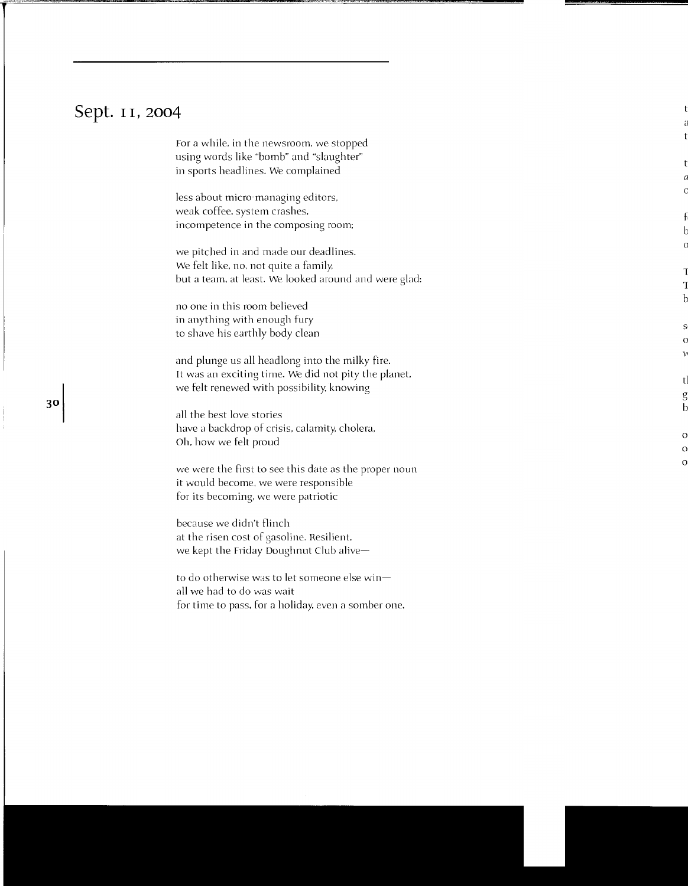# Sept. 11, 2004

For a while, in the newsroom, we stopped  
using words like "bomb" and "slaughter"  
in sports headlines. We complained

less about micro-managing editors,  
weak coffee, system crashes,  
incompetence in the composing room;

we pitched in and made our deadlines.  
We felt like, no, not quite a family,  
but a team, at least. We looked around and were glad:

no one in this room believed  
in anything with enough fury  
to shave his earthly body clean

and plunge us all headlong into the milky fire.  
It was an exciting time. We did not pity the planet,  
we felt renewed with possibility, knowing

all the best love stories  
have a backdrop of crisis, calamity, cholera,  
Oh, how we felt proud

we were the first to see this date as the proper noun  
it would become, we were responsible  
for its becoming, we were patriotic

because we didn't flinch  
at the risen cost of gasoline. Resilient,  
we kept the Friday Doughnut Club alive—

to do otherwise was to let someone else win—  
all we had to do was wait  
for time to pass, for a holiday, even a somber one.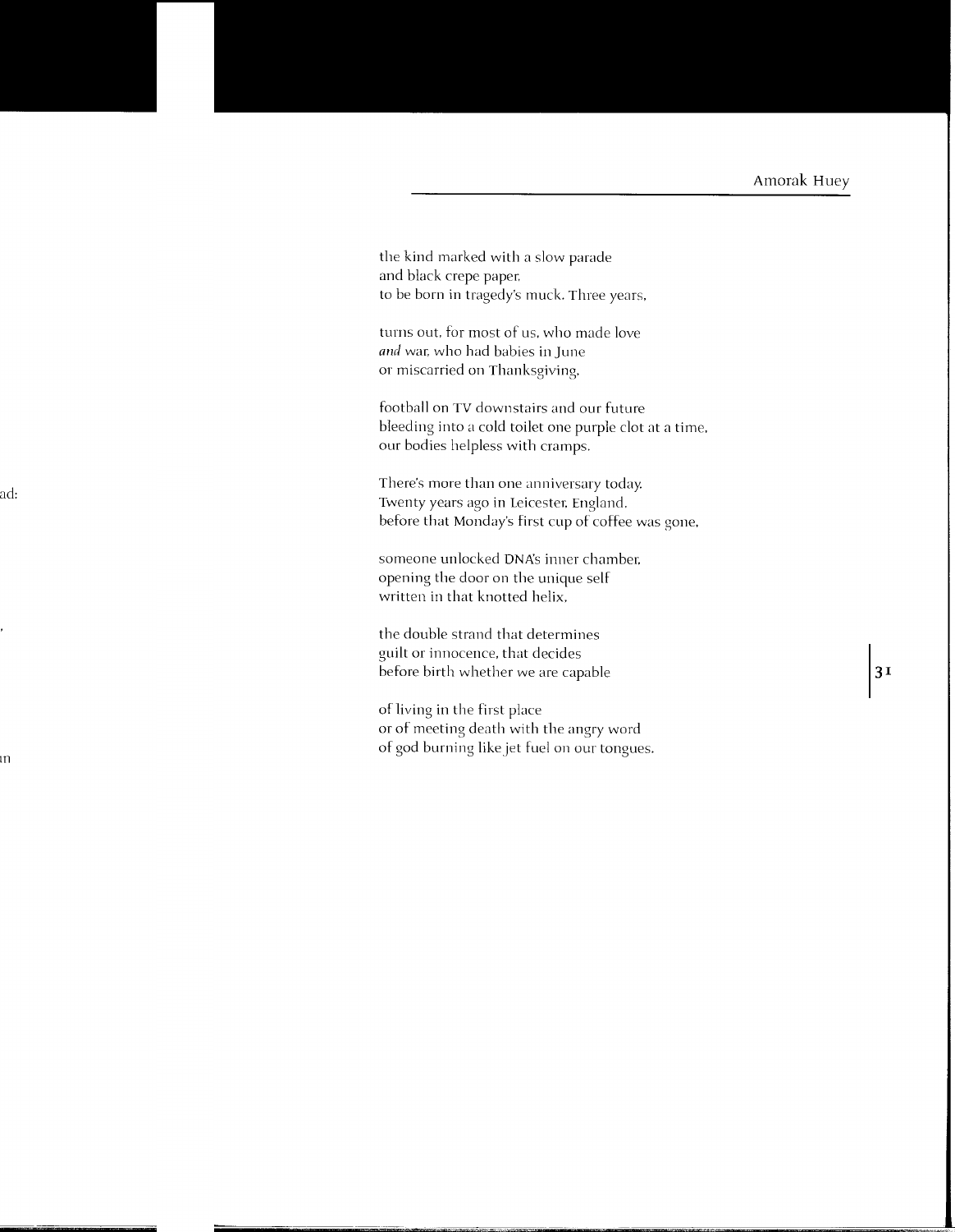the kind marked with a slow parade
and black crepe paper.
to be born in tragedy's muck. Three years,

turns out, for most of us, who made love
*and* war, who had babies in June
or miscarried on Thanksgiving,

football on TV downstairs and our future
bleeding into a cold toilet one purple clot at a time,
our bodies helpless with cramps.

There's more than one anniversary today.
Twenty years ago in Leicester, England,
before that Monday's first cup of coffee was gone,

someone unlocked DNA's inner chamber,
opening the door on the unique self
written in that knotted helix,

the double strand that determines
guilt or innocence, that decides
before birth whether we are capable

of living in the first place
or of meeting death with the angry word
of god burning like jet fuel on our tongues.